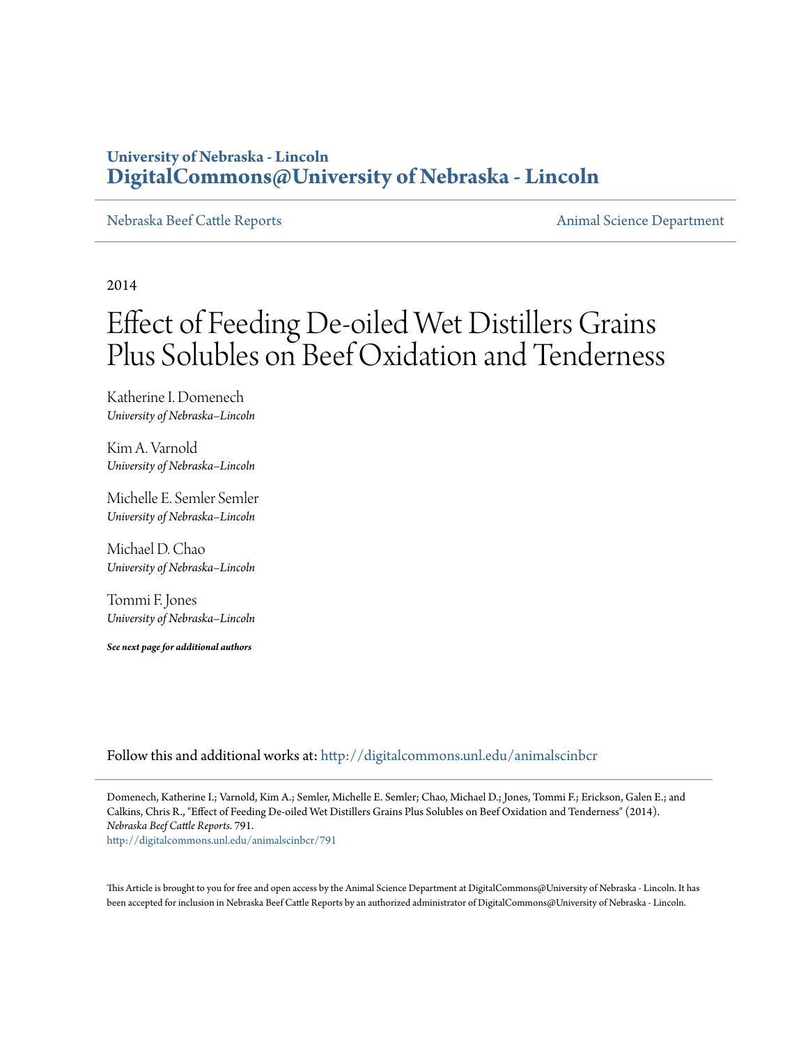University of Nebraska - Lincoln
**DigitalCommons@University of Nebraska - Lincoln**

Nebraska Beef Cattle Reports

Animal Science Department

2014

# Effect of Feeding De-oiled Wet Distillers Grains Plus Solubles on Beef Oxidation and Tenderness

Katherine I. Domenech
*University of Nebraska–Lincoln*

Kim A. Varnold
*University of Nebraska–Lincoln*

Michelle E. Semler Semler
*University of Nebraska–Lincoln*

Michael D. Chao
*University of Nebraska–Lincoln*

Tommi F. Jones
*University of Nebraska–Lincoln*

***See next page for additional authors***

Follow this and additional works at: http://digitalcommons.unl.edu/animalscinbcr

Domenech, Katherine I.; Varnold, Kim A.; Semler, Michelle E. Semler; Chao, Michael D.; Jones, Tommi F.; Erickson, Galen E.; and Calkins, Chris R., "Effect of Feeding De-oiled Wet Distillers Grains Plus Solubles on Beef Oxidation and Tenderness" (2014). *Nebraska Beef Cattle Reports*. 791.
http://digitalcommons.unl.edu/animalscinbcr/791

This Article is brought to you for free and open access by the Animal Science Department at DigitalCommons@University of Nebraska - Lincoln. It has been accepted for inclusion in Nebraska Beef Cattle Reports by an authorized administrator of DigitalCommons@University of Nebraska - Lincoln.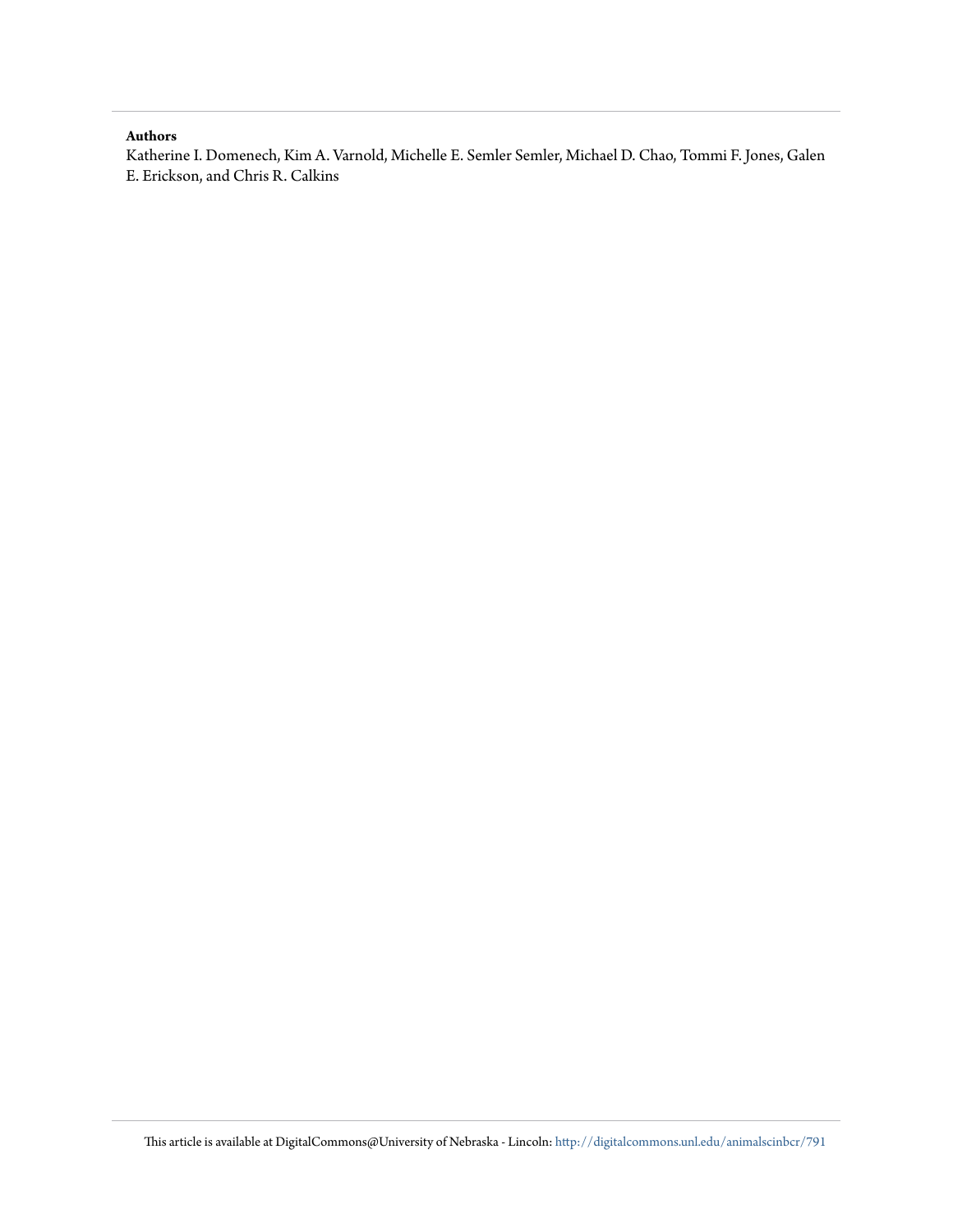**Authors**

Katherine I. Domenech, Kim A. Varnold, Michelle E. Semler Semler, Michael D. Chao, Tommi F. Jones, Galen E. Erickson, and Chris R. Calkins

This article is available at DigitalCommons@University of Nebraska - Lincoln: http://digitalcommons.unl.edu/animalscinbcr/791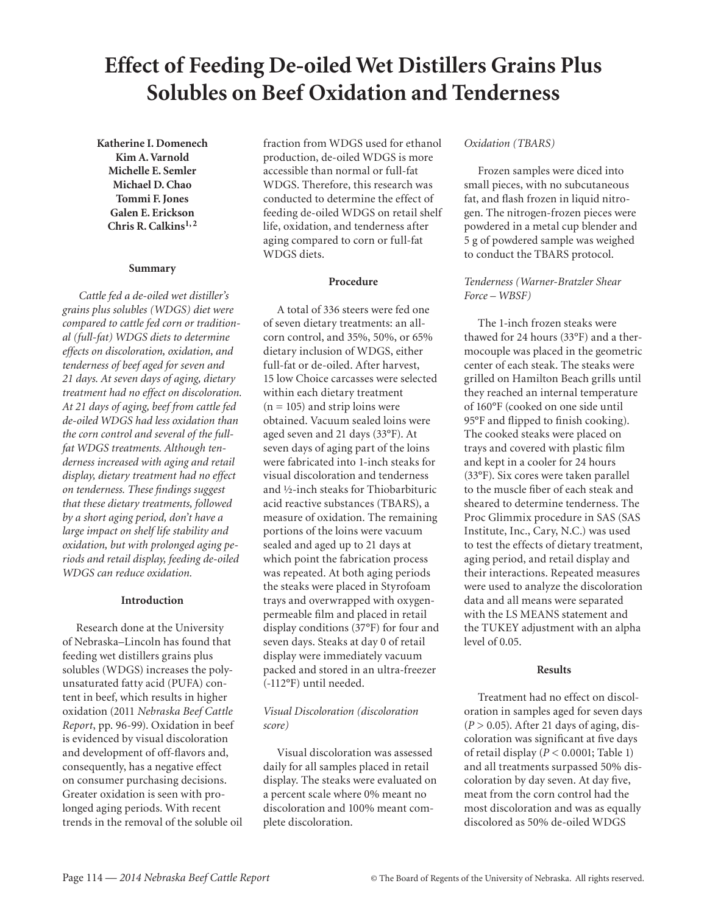# Effect of Feeding De-oiled Wet Distillers Grains Plus Solubles on Beef Oxidation and Tenderness

**Katherine I. Domenech**
**Kim A. Varnold**
**Michelle E. Semler**
**Michael D. Chao**
**Tommi F. Jones**
**Galen E. Erickson**
**Chris R. Calkins[1, 2]**

## Summary

*Cattle fed a de-oiled wet distiller's grains plus solubles (WDGS) diet were compared to cattle fed corn or traditional (full-fat) WDGS diets to determine effects on discoloration, oxidation, and tenderness of beef aged for seven and 21 days. At seven days of aging, dietary treatment had no effect on discoloration. At 21 days of aging, beef from cattle fed de-oiled WDGS had less oxidation than the corn control and several of the full-fat WDGS treatments. Although tenderness increased with aging and retail display, dietary treatment had no effect on tenderness. These findings suggest that these dietary treatments, followed by a short aging period, don't have a large impact on shelf life stability and oxidation, but with prolonged aging periods and retail display, feeding de-oiled WDGS can reduce oxidation.*

## Introduction

Research done at the University of Nebraska–Lincoln has found that feeding wet distillers grains plus solubles (WDGS) increases the polyunsaturated fatty acid (PUFA) content in beef, which results in higher oxidation (2011 *Nebraska Beef Cattle Report*, pp. 96-99). Oxidation in beef is evidenced by visual discoloration and development of off-flavors and, consequently, has a negative effect on consumer purchasing decisions. Greater oxidation is seen with prolonged aging periods. With recent trends in the removal of the soluble oil fraction from WDGS used for ethanol production, de-oiled WDGS is more accessible than normal or full-fat WDGS. Therefore, this research was conducted to determine the effect of feeding de-oiled WDGS on retail shelf life, oxidation, and tenderness after aging compared to corn or full-fat WDGS diets.

## Procedure

A total of 336 steers were fed one of seven dietary treatments: an all-corn control, and 35%, 50%, or 65% dietary inclusion of WDGS, either full-fat or de-oiled. After harvest, 15 low Choice carcasses were selected within each dietary treatment (n = 105) and strip loins were obtained. Vacuum sealed loins were aged seven and 21 days (33°F). At seven days of aging part of the loins were fabricated into 1-inch steaks for visual discoloration and tenderness and ½-inch steaks for Thiobarbituric acid reactive substances (TBARS), a measure of oxidation. The remaining portions of the loins were vacuum sealed and aged up to 21 days at which point the fabrication process was repeated. At both aging periods the steaks were placed in Styrofoam trays and overwrapped with oxygen-permeable film and placed in retail display conditions (37°F) for four and seven days. Steaks at day 0 of retail display were immediately vacuum packed and stored in an ultra-freezer (-112°F) until needed.

### *Visual Discoloration (discoloration score)*

Visual discoloration was assessed daily for all samples placed in retail display. The steaks were evaluated on a percent scale where 0% meant no discoloration and 100% meant complete discoloration.

### *Oxidation (TBARS)*

Frozen samples were diced into small pieces, with no subcutaneous fat, and flash frozen in liquid nitrogen. The nitrogen-frozen pieces were powdered in a metal cup blender and 5 g of powdered sample was weighed to conduct the TBARS protocol.

### *Tenderness (Warner-Bratzler Shear Force – WBSF)*

The 1-inch frozen steaks were thawed for 24 hours (33°F) and a thermocouple was placed in the geometric center of each steak. The steaks were grilled on Hamilton Beach grills until they reached an internal temperature of 160°F (cooked on one side until 95°F and flipped to finish cooking). The cooked steaks were placed on trays and covered with plastic film and kept in a cooler for 24 hours (33°F). Six cores were taken parallel to the muscle fiber of each steak and sheared to determine tenderness. The Proc Glimmix procedure in SAS (SAS Institute, Inc., Cary, N.C.) was used to test the effects of dietary treatment, aging period, and retail display and their interactions. Repeated measures were used to analyze the discoloration data and all means were separated with the LS MEANS statement and the TUKEY adjustment with an alpha level of 0.05.

## Results

Treatment had no effect on discoloration in samples aged for seven days ($P > 0.05$). After 21 days of aging, discoloration was significant at five days of retail display ($P < 0.0001$; Table 1) and all treatments surpassed 50% discoloration by day seven. At day five, meat from the corn control had the most discoloration and was as equally discolored as 50% de-oiled WDGS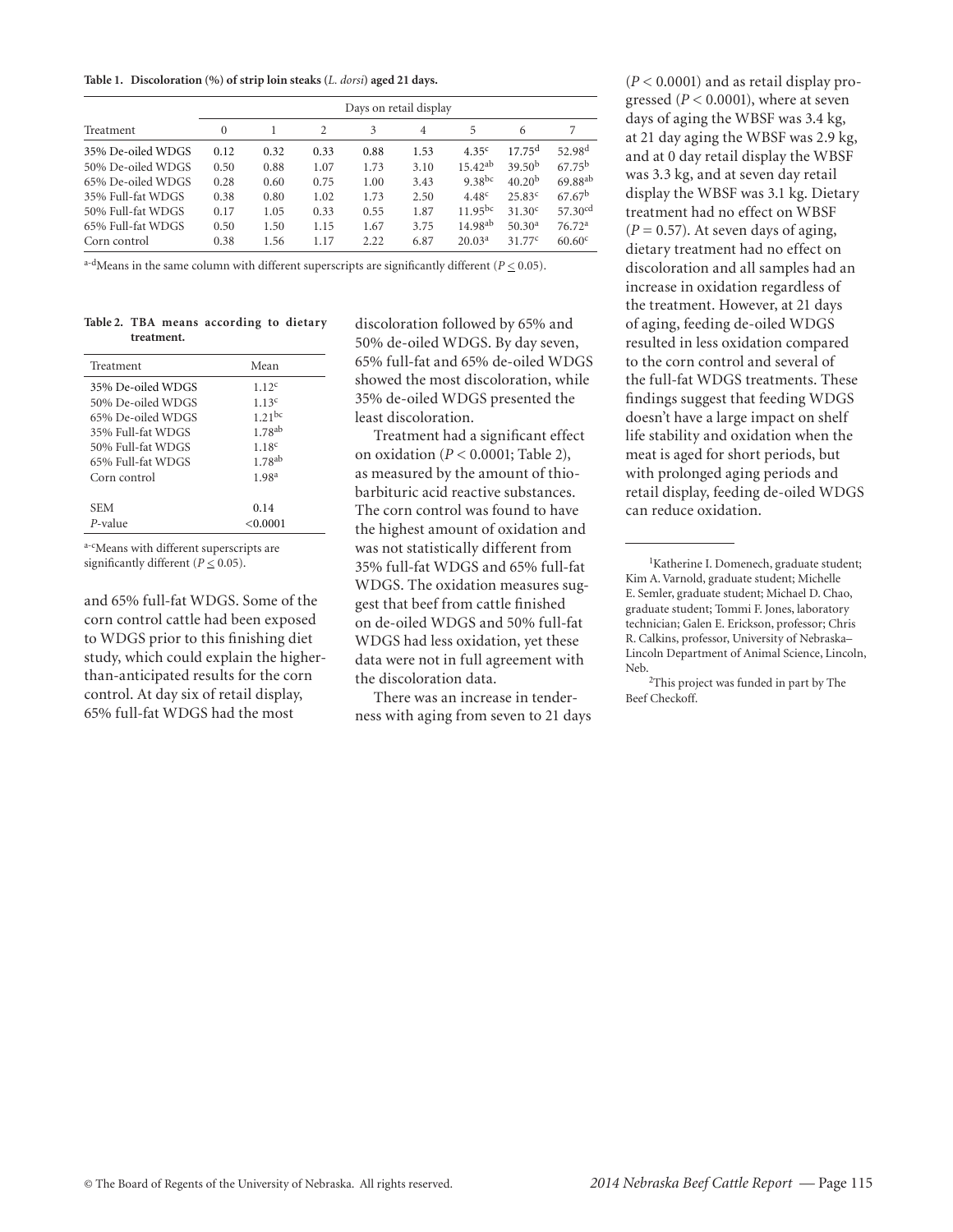**Table 1. Discoloration (%) of strip loin steaks (*L. dorsi*) aged 21 days.**

| | Days on retail display | | | | | | | |
|---|---|---|---|---|---|---|---|---|
| Treatment | 0 | 1 | 2 | 3 | 4 | 5 | 6 | 7 |
| 35% De-oiled WDGS | 0.12 | 0.32 | 0.33 | 0.88 | 1.53 | 4.35[c] | 17.75[d] | 52.98[d] |
| 50% De-oiled WDGS | 0.50 | 0.88 | 1.07 | 1.73 | 3.10 | 15.42[ab] | 39.50[b] | 67.75[b] |
| 65% De-oiled WDGS | 0.28 | 0.60 | 0.75 | 1.00 | 3.43 | 9.38[bc] | 40.20[b] | 69.88[ab] |
| 35% Full-fat WDGS | 0.38 | 0.80 | 1.02 | 1.73 | 2.50 | 4.48[c] | 25.83[c] | 67.67[b] |
| 50% Full-fat WDGS | 0.17 | 1.05 | 0.33 | 0.55 | 1.87 | 11.95[bc] | 31.30[c] | 57.30[cd] |
| 65% Full-fat WDGS | 0.50 | 1.50 | 1.15 | 1.67 | 3.75 | 14.98[ab] | 50.30[a] | 76.72[a] |
| Corn control | 0.38 | 1.56 | 1.17 | 2.22 | 6.87 | 20.03[a] | 31.77[c] | 60.60[c] |

[a-d]Means in the same column with different superscripts are significantly different ($P \leq 0.05$).

**Table 2. TBA means according to dietary treatment.**

| Treatment | Mean |
|---|---|
| 35% De-oiled WDGS | 1.12[c] |
| 50% De-oiled WDGS | 1.13[c] |
| 65% De-oiled WDGS | 1.21[bc] |
| 35% Full-fat WDGS | 1.78[ab] |
| 50% Full-fat WDGS | 1.18[c] |
| 65% Full-fat WDGS | 1.78[ab] |
| Corn control | 1.98[a] |
| | |
| SEM | 0.14 |
| *P*-value | <0.0001 |

[a-c]Means with different superscripts are significantly different ($P \leq 0.05$).

and 65% full-fat WDGS. Some of the corn control cattle had been exposed to WDGS prior to this finishing diet study, which could explain the higher-than-anticipated results for the corn control. At day six of retail display, 65% full-fat WDGS had the most discoloration followed by 65% and 50% de-oiled WDGS. By day seven, 65% full-fat and 65% de-oiled WDGS showed the most discoloration, while 35% de-oiled WDGS presented the least discoloration.

Treatment had a significant effect on oxidation ($P < 0.0001$; Table 2), as measured by the amount of thiobarbituric acid reactive substances. The corn control was found to have the highest amount of oxidation and was not statistically different from 35% full-fat WDGS and 65% full-fat WDGS. The oxidation measures suggest that beef from cattle finished on de-oiled WDGS and 50% full-fat WDGS had less oxidation, yet these data were not in full agreement with the discoloration data.

There was an increase in tenderness with aging from seven to 21 days ($P < 0.0001$) and as retail display progressed ($P < 0.0001$), where at seven days of aging the WBSF was 3.4 kg, at 21 day aging the WBSF was 2.9 kg, and at 0 day retail display the WBSF was 3.3 kg, and at seven day retail display the WBSF was 3.1 kg. Dietary treatment had no effect on WBSF ($P = 0.57$). At seven days of aging, dietary treatment had no effect on discoloration and all samples had an increase in oxidation regardless of the treatment. However, at 21 days of aging, feeding de-oiled WDGS resulted in less oxidation compared to the corn control and several of the full-fat WDGS treatments. These findings suggest that feeding WDGS doesn't have a large impact on shelf life stability and oxidation when the meat is aged for short periods, but with prolonged aging periods and retail display, feeding de-oiled WDGS can reduce oxidation.

---

[1]Katherine I. Domenech, graduate student; Kim A. Varnold, graduate student; Michelle E. Semler, graduate student; Michael D. Chao, graduate student; Tommi F. Jones, laboratory technician; Galen E. Erickson, professor; Chris R. Calkins, professor, University of Nebraska–Lincoln Department of Animal Science, Lincoln, Neb.

[2]This project was funded in part by The Beef Checkoff.